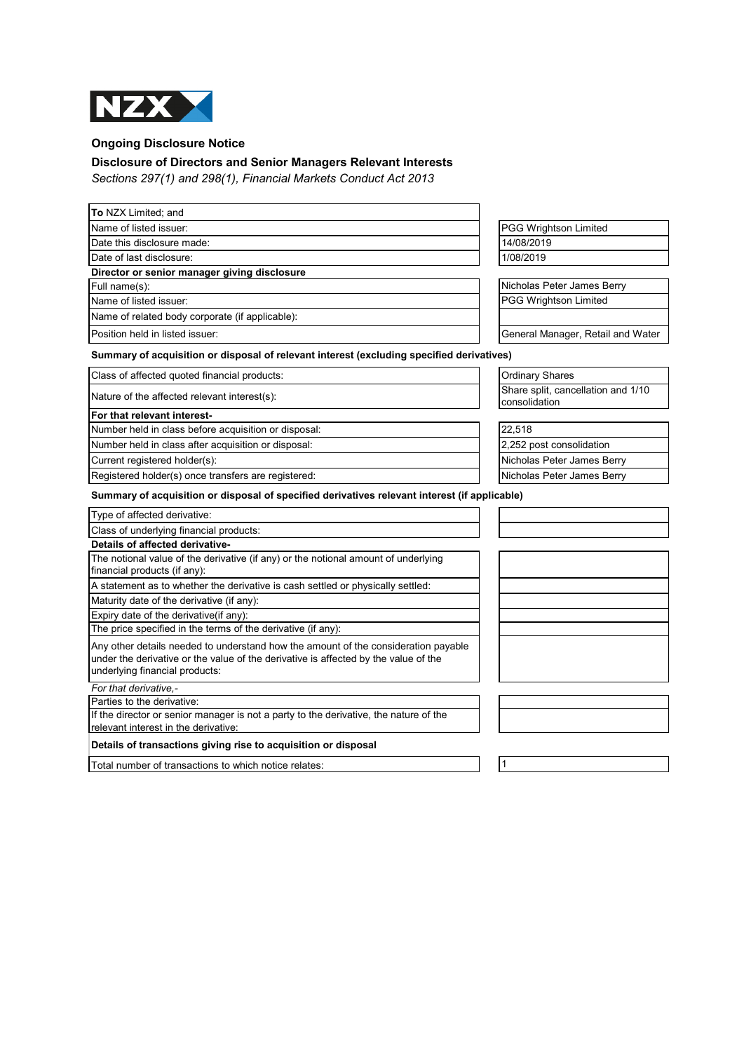NZX

## Ongoing Disclosure Notice

## Disclosure of Directors and Senior Managers Relevant Interests

*Sections 297(1) and 298(1), Financial Markets Conduct Act 2013*

| | |
|---|---|
| **To** NZX Limited; and | |
| Name of listed issuer: | PGG Wrightson Limited |
| Date this disclosure made: | 14/08/2019 |
| Date of last disclosure: | 1/08/2019 |
| **Director or senior manager giving disclosure** | |
| Full name(s): | Nicholas Peter James Berry |
| Name of listed issuer: | PGG Wrightson Limited |
| Name of related body corporate (if applicable): | |
| Position held in listed issuer: | General Manager, Retail and Water |

**Summary of acquisition or disposal of relevant interest (excluding specified derivatives)**

| | |
|---|---|
| Class of affected quoted financial products: | Ordinary Shares |
| Nature of the affected relevant interest(s): | Share split, cancellation and 1/10 consolidation |
| **For that relevant interest-** | |
| Number held in class before acquisition or disposal: | 22,518 |
| Number held in class after acquisition or disposal: | 2,252 post consolidation |
| Current registered holder(s): | Nicholas Peter James Berry |
| Registered holder(s) once transfers are registered: | Nicholas Peter James Berry |

**Summary of acquisition or disposal of specified derivatives relevant interest (if applicable)**

| | |
|---|---|
| Type of affected derivative: | |
| Class of underlying financial products: | |
| **Details of affected derivative-** | |
| The notional value of the derivative (if any) or the notional amount of underlying financial products (if any): | |
| A statement as to whether the derivative is cash settled or physically settled: | |
| Maturity date of the derivative (if any): | |
| Expiry date of the derivative(if any): | |
| The price specified in the terms of the derivative (if any): | |
| Any other details needed to understand how the amount of the consideration payable under the derivative or the value of the derivative is affected by the value of the underlying financial products: | |
| *For that derivative,-* | |
| Parties to the derivative: | |
| If the director or senior manager is not a party to the derivative, the nature of the relevant interest in the derivative: | |

**Details of transactions giving rise to acquisition or disposal**

| | |
|---|---|
| Total number of transactions to which notice relates: | 1 |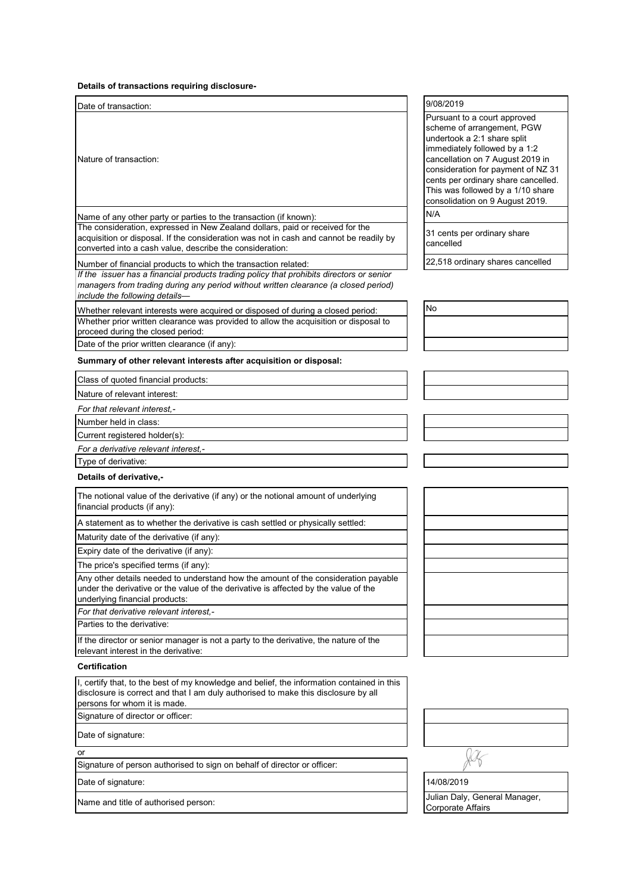**Details of transactions requiring disclosure-**

| | |
|---|---|
| Date of transaction: | 9/08/2019 |
| Nature of transaction: | Pursuant to a court approved scheme of arrangement, PGW undertook a 2:1 share split immediately followed by a 1:2 cancellation on 7 August 2019 in consideration for payment of NZ 31 cents per ordinary share cancelled. This was followed by a 1/10 share consolidation on 9 August 2019. |
| Name of any other party or parties to the transaction (if known): | N/A |
| The consideration, expressed in New Zealand dollars, paid or received for the acquisition or disposal. If the consideration was not in cash and cannot be readily by converted into a cash value, describe the consideration: | 31 cents per ordinary share cancelled |
| Number of financial products to which the transaction related: | 22,518 ordinary shares cancelled |

*If the issuer has a financial products trading policy that prohibits directors or senior managers from trading during any period without written clearance (a closed period) include the following details—*

| | |
|---|---|
| Whether relevant interests were acquired or disposed of during a closed period: | No |
| Whether prior written clearance was provided to allow the acquisition or disposal to proceed during the closed period: | |
| Date of the prior written clearance (if any): | |

**Summary of other relevant interests after acquisition or disposal:**

| | |
|---|---|
| Class of quoted financial products: | |
| Nature of relevant interest: | |
| *For that relevant interest,-* | |
| Number held in class: | |
| Current registered holder(s): | |
| *For a derivative relevant interest,-* | |
| Type of derivative: | |

**Details of derivative,-**

| | |
|---|---|
| The notional value of the derivative (if any) or the notional amount of underlying financial products (if any): | |
| A statement as to whether the derivative is cash settled or physically settled: | |
| Maturity date of the derivative (if any): | |
| Expiry date of the derivative (if any): | |
| The price's specified terms (if any): | |
| Any other details needed to understand how the amount of the consideration payable under the derivative or the value of the derivative is affected by the value of the underlying financial products: | |
| *For that derivative relevant interest,-* | |
| Parties to the derivative: | |
| If the director or senior manager is not a party to the derivative, the nature of the relevant interest in the derivative: | |

**Certification**

| | |
|---|---|
| I, certify that, to the best of my knowledge and belief, the information contained in this disclosure is correct and that I am duly authorised to make this disclosure by all persons for whom it is made. | |
| Signature of director or officer: | |
| Date of signature: | |
| or | |
| Signature of person authorised to sign on behalf of director or officer: | |
| Date of signature: | 14/08/2019 |
| Name and title of authorised person: | Julian Daly, General Manager, Corporate Affairs |